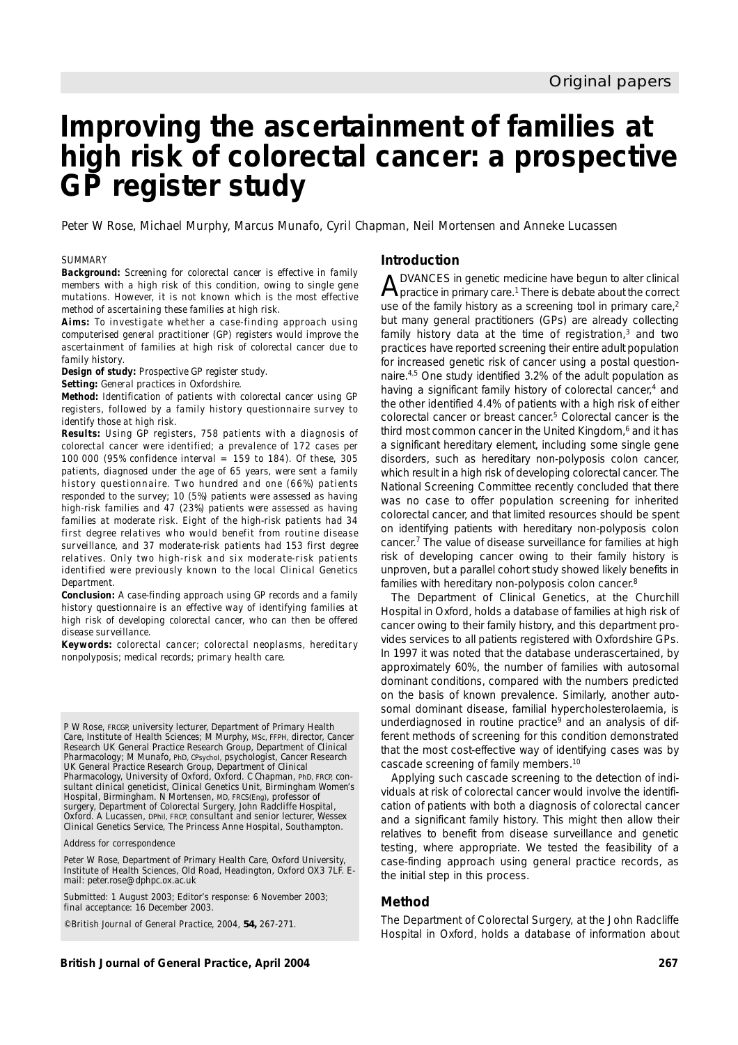# Improving the ascertainment of families at high risk of colorectal cancer: a prospective GP register study

Peter W Rose, Michael Murphy, Marcus Munafo, Cyril Chapman, Neil Mortensen and Anneke Lucassen

## SUMMARY

**Background:** Screening for colorectal cancer is effective in family members with a high risk of this condition, owing to single gene mutations. However, it is not known which is the most effective method of ascertaining these families at high risk.

**Aims:** To investigate whether a case-finding approach using computerised general practitioner (GP) registers would improve the ascertainment of families at high risk of colorectal cancer due to family history.

**Design of study:** Prospective GP register study.

**Setting:** General practices in Oxfordshire.

**Method:** Identification of patients with colorectal cancer using GP registers, followed by a family history questionnaire survey to identify those at high risk.

**Results:** Using GP registers, 758 patients with a diagnosis of colorectal cancer were identified; a prevalence of 172 cases per 100 000 (95% confidence interval = 159 to 184). Of these, 305 patients, diagnosed under the age of 65 years, were sent a family history questionnaire. Two hundred and one (66%) patients responded to the survey; 10 (5%) patients were assessed as having high-risk families and 47 (23%) patients were assessed as having families at moderate risk. Eight of the high-risk patients had 34 first degree relatives who would benefit from routine disease surveillance, and 37 moderate-risk patients had 153 first degree relatives. Only two high-risk and six moderate-risk patients identified were previously known to the local Clinical Genetics Department.

**Conclusion:** A case-finding approach using GP records and a family history questionnaire is an effective way of identifying families at high risk of developing colorectal cancer, who can then be offered disease surveillance.

**Keywords:** colorectal cancer; colorectal neoplasms, hereditary nonpolyposis; medical records; primary health care.

P W Rose, FRCGP, university lecturer, Department of Primary Health Care, Institute of Health Sciences; M Murphy, MSc, FFPH, director, Cancer Research UK General Practice Research Group, Department of Clinical Pharmacology; M Munafo, PhD, CPsychol, psychologist, Cancer Research UK General Practice Research Group, Department of Clinical Pharmacology, University of Oxford, Oxford. C Chapman, PhD, FRCP, consultant clinical geneticist, Clinical Genetics Unit, Birmingham Women's Hospital, Birmingham. N Mortensen, MD, FRCS(Eng), professor of surgery, Department of Colorectal Surgery, John Radcliffe Hospital, Oxford. A Lucassen, DPhil, FRCP, consultant and senior lecturer, Wessex Clinical Genetics Service, The Princess Anne Hospital, Southampton.

*Address for correspondence*

Peter W Rose, Department of Primary Health Care, Oxford University, Institute of Health Sciences, Old Road, Headington, Oxford OX3 7LF. E-mail: peter.rose@dphpc.ox.ac.uk

Submitted: 1 August 2003; Editor's response: 6 November 2003; final acceptance: 16 December 2003.

©British Journal of General Practice, 2004, **54,** 267-271.

## Introduction

ADVANCES in genetic medicine have begun to alter clinical practice in primary care.[1] There is debate about the correct use of the family history as a screening tool in primary care,[2] but many general practitioners (GPs) are already collecting family history data at the time of registration,[3] and two practices have reported screening their entire adult population for increased genetic risk of cancer using a postal questionnaire.[4,5] One study identified 3.2% of the adult population as having a significant family history of colorectal cancer,[4] and the other identified 4.4% of patients with a high risk of either colorectal cancer or breast cancer.[5] Colorectal cancer is the third most common cancer in the United Kingdom,[6] and it has a significant hereditary element, including some single gene disorders, such as hereditary non-polyposis colon cancer, which result in a high risk of developing colorectal cancer. The National Screening Committee recently concluded that there was no case to offer population screening for inherited colorectal cancer, and that limited resources should be spent on identifying patients with hereditary non-polyposis colon cancer.[7] The value of disease surveillance for families at high risk of developing cancer owing to their family history is unproven, but a parallel cohort study showed likely benefits in families with hereditary non-polyposis colon cancer.[8]

The Department of Clinical Genetics, at the Churchill Hospital in Oxford, holds a database of families at high risk of cancer owing to their family history, and this department provides services to all patients registered with Oxfordshire GPs. In 1997 it was noted that the database underascertained, by approximately 60%, the number of families with autosomal dominant conditions, compared with the numbers predicted on the basis of known prevalence. Similarly, another autosomal dominant disease, familial hypercholesterolaemia, is underdiagnosed in routine practice[9] and an analysis of different methods of screening for this condition demonstrated that the most cost-effective way of identifying cases was by cascade screening of family members.[10]

Applying such cascade screening to the detection of individuals at risk of colorectal cancer would involve the identification of patients with both a diagnosis of colorectal cancer and a significant family history. This might then allow their relatives to benefit from disease surveillance and genetic testing, where appropriate. We tested the feasibility of a case-finding approach using general practice records, as the initial step in this process.

## Method

The Department of Colorectal Surgery, at the John Radcliffe Hospital in Oxford, holds a database of information about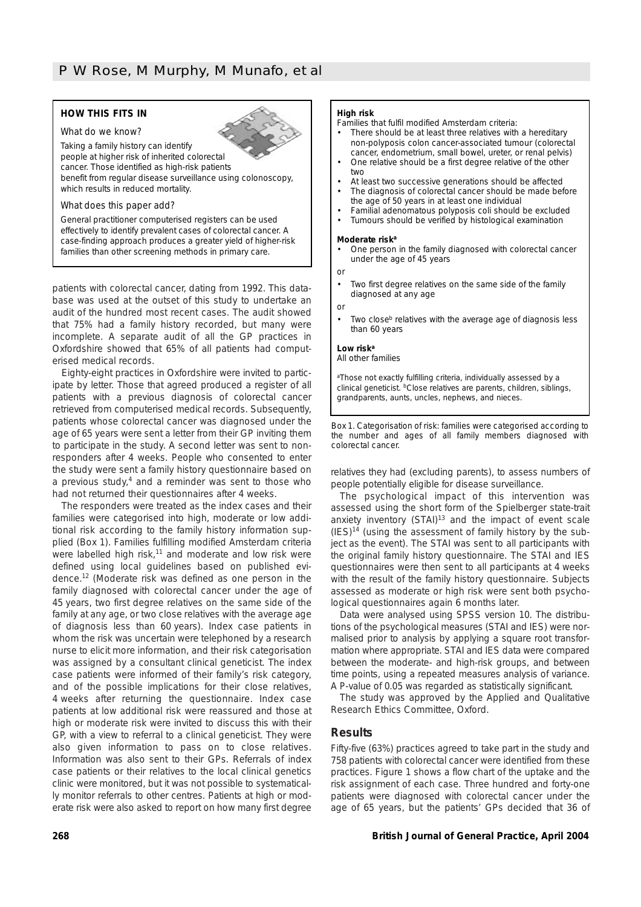## HOW THIS FITS IN

What do we know?

Taking a family history can identify people at higher risk of inherited colorectal cancer. Those identified as high-risk patients benefit from regular disease surveillance using colonoscopy, which results in reduced mortality.

What does this paper add?

General practitioner computerised registers can be used effectively to identify prevalent cases of colorectal cancer. A case-finding approach produces a greater yield of higher-risk families than other screening methods in primary care.

patients with colorectal cancer, dating from 1992. This database was used at the outset of this study to undertake an audit of the hundred most recent cases. The audit showed that 75% had a family history recorded, but many were incomplete. A separate audit of all the GP practices in Oxfordshire showed that 65% of all patients had computerised medical records.

Eighty-eight practices in Oxfordshire were invited to participate by letter. Those that agreed produced a register of all patients with a previous diagnosis of colorectal cancer retrieved from computerised medical records. Subsequently, patients whose colorectal cancer was diagnosed under the age of 65 years were sent a letter from their GP inviting them to participate in the study. A second letter was sent to non-responders after 4 weeks. People who consented to enter the study were sent a family history questionnaire based on a previous study,[4] and a reminder was sent to those who had not returned their questionnaires after 4 weeks.

The responders were treated as the index cases and their families were categorised into high, moderate or low additional risk according to the family history information supplied (Box 1). Families fulfilling modified Amsterdam criteria were labelled high risk,[11] and moderate and low risk were defined using local guidelines based on published evidence.[12] (Moderate risk was defined as one person in the family diagnosed with colorectal cancer under the age of 45 years, two first degree relatives on the same side of the family at any age, or two close relatives with the average age of diagnosis less than 60 years). Index case patients in whom the risk was uncertain were telephoned by a research nurse to elicit more information, and their risk categorisation was assigned by a consultant clinical geneticist. The index case patients were informed of their family's risk category, and of the possible implications for their close relatives, 4 weeks after returning the questionnaire. Index case patients at low additional risk were reassured and those at high or moderate risk were invited to discuss this with their GP, with a view to referral to a clinical geneticist. They were also given information to pass on to close relatives. Information was also sent to their GPs. Referrals of index case patients or their relatives to the local clinical genetics clinic were monitored, but it was not possible to systematically monitor referrals to other centres. Patients at high or moderate risk were also asked to report on how many first degree relatives they had (excluding parents), to assess numbers of people potentially eligible for disease surveillance.

**High risk**
Families that fulfil modified Amsterdam criteria:

- There should be at least three relatives with a hereditary non-polyposis colon cancer-associated tumour (colorectal cancer, endometrium, small bowel, ureter, or renal pelvis)
- One relative should be a first degree relative of the other two
- At least two successive generations should be affected
- The diagnosis of colorectal cancer should be made before the age of 50 years in at least one individual
- Familial adenomatous polyposis coli should be excluded
- Tumours should be verified by histological examination

**Moderate risk[a]**

- One person in the family diagnosed with colorectal cancer under the age of 45 years

or

- Two first degree relatives on the same side of the family diagnosed at any age

or

- Two close[b] relatives with the average age of diagnosis less than 60 years

**Low risk[a]**
All other families

[a]Those not exactly fulfilling criteria, individually assessed by a clinical geneticist. [b]Close relatives are parents, children, siblings, grandparents, aunts, uncles, nephews, and nieces.

Box 1. Categorisation of risk: families were categorised according to the number and ages of all family members diagnosed with colorectal cancer.

The psychological impact of this intervention was assessed using the short form of the Spielberger state-trait anxiety inventory (STAI)[13] and the impact of event scale (IES)[14] (using the assessment of family history by the subject as the event). The STAI was sent to all participants with the original family history questionnaire. The STAI and IES questionnaires were then sent to all participants at 4 weeks with the result of the family history questionnaire. Subjects assessed as moderate or high risk were sent both psychological questionnaires again 6 months later.

Data were analysed using SPSS version 10. The distributions of the psychological measures (STAI and IES) were normalised prior to analysis by applying a square root transformation where appropriate. STAI and IES data were compared between the moderate- and high-risk groups, and between time points, using a repeated measures analysis of variance. A P-value of 0.05 was regarded as statistically significant.

The study was approved by the Applied and Qualitative Research Ethics Committee, Oxford.

## Results

Fifty-five (63%) practices agreed to take part in the study and 758 patients with colorectal cancer were identified from these practices. Figure 1 shows a flow chart of the uptake and the risk assignment of each case. Three hundred and forty-one patients were diagnosed with colorectal cancer under the age of 65 years, but the patients' GPs decided that 36 of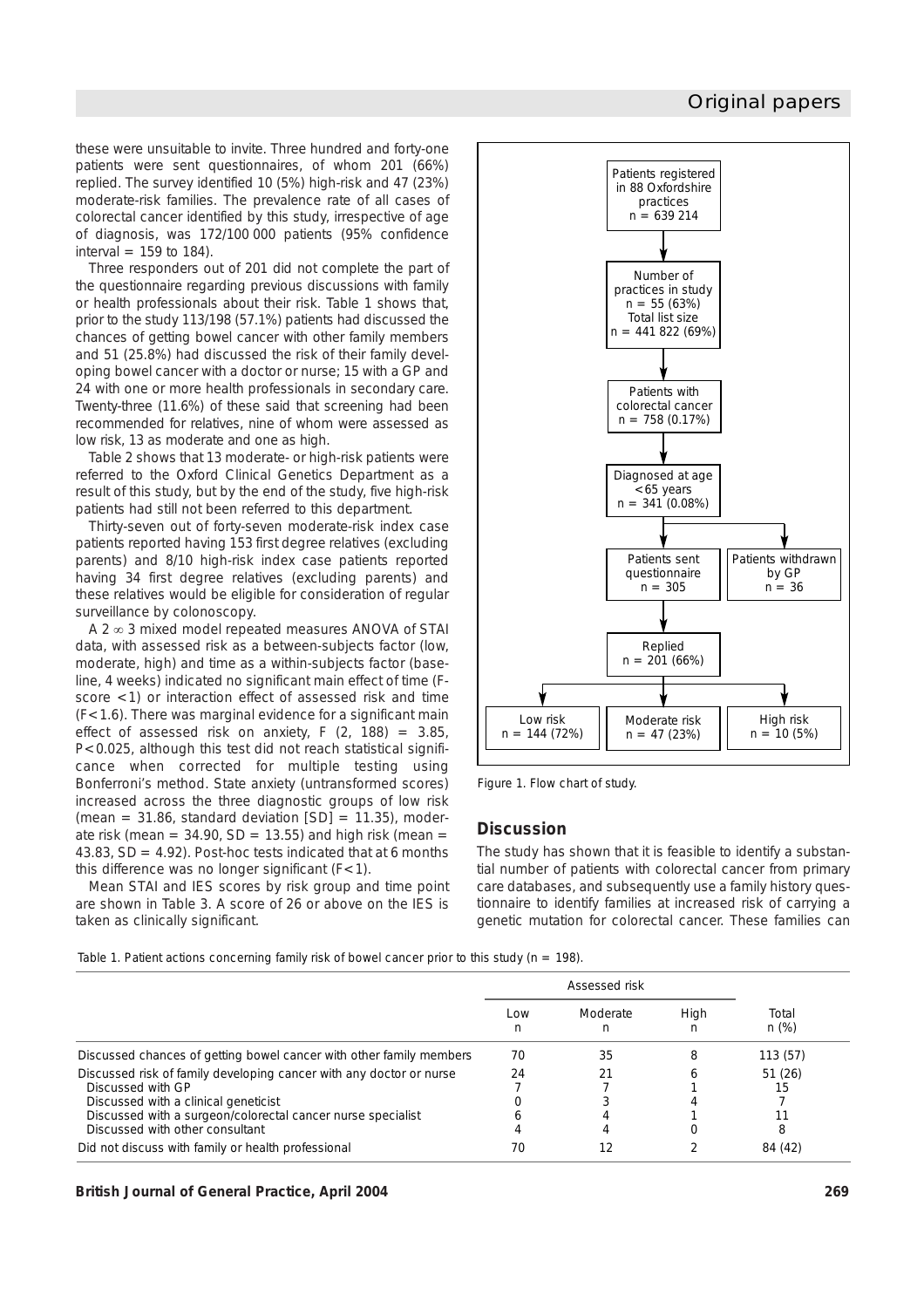these were unsuitable to invite. Three hundred and forty-one patients were sent questionnaires, of whom 201 (66%) replied. The survey identified 10 (5%) high-risk and 47 (23%) moderate-risk families. The prevalence rate of all cases of colorectal cancer identified by this study, irrespective of age of diagnosis, was 172/100 000 patients (95% confidence interval = 159 to 184).

Three responders out of 201 did not complete the part of the questionnaire regarding previous discussions with family or health professionals about their risk. Table 1 shows that, prior to the study 113/198 (57.1%) patients had discussed the chances of getting bowel cancer with other family members and 51 (25.8%) had discussed the risk of their family developing bowel cancer with a doctor or nurse; 15 with a GP and 24 with one or more health professionals in secondary care. Twenty-three (11.6%) of these said that screening had been recommended for relatives, nine of whom were assessed as low risk, 13 as moderate and one as high.

Table 2 shows that 13 moderate- or high-risk patients were referred to the Oxford Clinical Genetics Department as a result of this study, but by the end of the study, five high-risk patients had still not been referred to this department.

Thirty-seven out of forty-seven moderate-risk index case patients reported having 153 first degree relatives (excluding parents) and 8/10 high-risk index case patients reported having 34 first degree relatives (excluding parents) and these relatives would be eligible for consideration of regular surveillance by colonoscopy.

A 2 ∞ 3 mixed model repeated measures ANOVA of STAI data, with assessed risk as a between-subjects factor (low, moderate, high) and time as a within-subjects factor (baseline, 4 weeks) indicated no significant main effect of time (F-score <1) or interaction effect of assessed risk and time ($F<1.6$). There was marginal evidence for a significant main effect of assessed risk on anxiety, $F$ (2, 188) = 3.85, $P<0.025$, although this test did not reach statistical significance when corrected for multiple testing using Bonferroni's method. State anxiety (untransformed scores) increased across the three diagnostic groups of low risk (mean = 31.86, standard deviation [SD] = 11.35), moderate risk (mean = 34.90, SD = 13.55) and high risk (mean = 43.83, SD = 4.92). Post-hoc tests indicated that at 6 months this difference was no longer significant ($F<1$).

Mean STAI and IES scores by risk group and time point are shown in Table 3. A score of 26 or above on the IES is taken as clinically significant.

Patients registered in 88 Oxfordshire practices n = 639 214
→ Number of practices in study n = 55 (63%) Total list size n = 441 822 (69%)
→ Patients with colorectal cancer n = 758 (0.17%)
→ Diagnosed at age <65 years n = 341 (0.08%)
→ Patients sent questionnaire n = 305 | Patients withdrawn by GP n = 36
→ Replied n = 201 (66%)
→ Low risk n = 144 (72%) | Moderate risk n = 47 (23%) | High risk n = 10 (5%)

Figure 1. Flow chart of study.

## Discussion

The study has shown that it is feasible to identify a substantial number of patients with colorectal cancer from primary care databases, and subsequently use a family history questionnaire to identify families at increased risk of carrying a genetic mutation for colorectal cancer. These families can

Table 1. Patient actions concerning family risk of bowel cancer prior to this study (n = 198).

| | Assessed risk | | | |
|---|---|---|---|---|
| | Low n | Moderate n | High n | Total n (%) |
| Discussed chances of getting bowel cancer with other family members | 70 | 35 | 8 | 113 (57) |
| Discussed risk of family developing cancer with any doctor or nurse | 24 | 21 | 6 | 51 (26) |
| Discussed with GP | 7 | 7 | 1 | 15 |
| Discussed with a clinical geneticist | 0 | 3 | 4 | 7 |
| Discussed with a surgeon/colorectal cancer nurse specialist | 6 | 4 | 1 | 11 |
| Discussed with other consultant | 4 | 4 | 0 | 8 |
| Did not discuss with family or health professional | 70 | 12 | 2 | 84 (42) |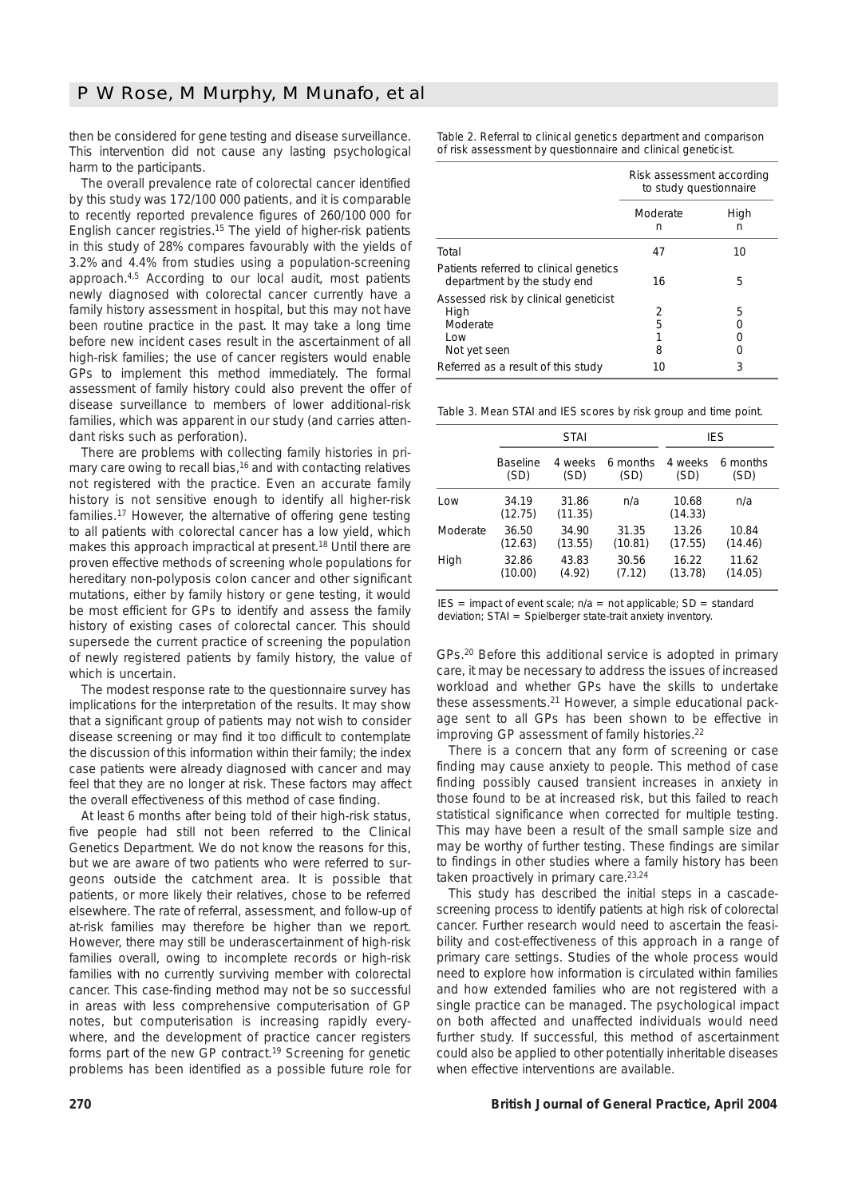then be considered for gene testing and disease surveillance. This intervention did not cause any lasting psychological harm to the participants.

The overall prevalence rate of colorectal cancer identified by this study was 172/100 000 patients, and it is comparable to recently reported prevalence figures of 260/100 000 for English cancer registries.[15] The yield of higher-risk patients in this study of 28% compares favourably with the yields of 3.2% and 4.4% from studies using a population-screening approach.[4,5] According to our local audit, most patients newly diagnosed with colorectal cancer currently have a family history assessment in hospital, but this may not have been routine practice in the past. It may take a long time before new incident cases result in the ascertainment of all high-risk families; the use of cancer registers would enable GPs to implement this method immediately. The formal assessment of family history could also prevent the offer of disease surveillance to members of lower additional-risk families, which was apparent in our study (and carries attendant risks such as perforation).

There are problems with collecting family histories in primary care owing to recall bias,[16] and with contacting relatives not registered with the practice. Even an accurate family history is not sensitive enough to identify all higher-risk families.[17] However, the alternative of offering gene testing to all patients with colorectal cancer has a low yield, which makes this approach impractical at present.[18] Until there are proven effective methods of screening whole populations for hereditary non-polyposis colon cancer and other significant mutations, either by family history or gene testing, it would be most efficient for GPs to identify and assess the family history of existing cases of colorectal cancer. This should supersede the current practice of screening the population of newly registered patients by family history, the value of which is uncertain.

The modest response rate to the questionnaire survey has implications for the interpretation of the results. It may show that a significant group of patients may not wish to consider disease screening or may find it too difficult to contemplate the discussion of this information within their family; the index case patients were already diagnosed with cancer and may feel that they are no longer at risk. These factors may affect the overall effectiveness of this method of case finding.

At least 6 months after being told of their high-risk status, five people had still not been referred to the Clinical Genetics Department. We do not know the reasons for this, but we are aware of two patients who were referred to surgeons outside the catchment area. It is possible that patients, or more likely their relatives, chose to be referred elsewhere. The rate of referral, assessment, and follow-up of at-risk families may therefore be higher than we report. However, there may still be underascertainment of high-risk families overall, owing to incomplete records or high-risk families with no currently surviving member with colorectal cancer. This case-finding method may not be so successful in areas with less comprehensive computerisation of GP notes, but computerisation is increasing rapidly everywhere, and the development of practice cancer registers forms part of the new GP contract.[19] Screening for genetic problems has been identified as a possible future role for GPs.[20] Before this additional service is adopted in primary care, it may be necessary to address the issues of increased workload and whether GPs have the skills to undertake these assessments.[21] However, a simple educational package sent to all GPs has been shown to be effective in improving GP assessment of family histories.[22]

There is a concern that any form of screening or case finding may cause anxiety to people. This method of case finding possibly caused transient increases in anxiety in those found to be at increased risk, but this failed to reach statistical significance when corrected for multiple testing. This may have been a result of the small sample size and may be worthy of further testing. These findings are similar to findings in other studies where a family history has been taken proactively in primary care.[23,24]

This study has described the initial steps in a cascade-screening process to identify patients at high risk of colorectal cancer. Further research would need to ascertain the feasibility and cost-effectiveness of this approach in a range of primary care settings. Studies of the whole process would need to explore how information is circulated within families and how extended families who are not registered with a single practice can be managed. The psychological impact on both affected and unaffected individuals would need further study. If successful, this method of ascertainment could also be applied to other potentially inheritable diseases when effective interventions are available.

Table 2. Referral to clinical genetics department and comparison of risk assessment by questionnaire and clinical geneticist.

| | Risk assessment according to study questionnaire | |
|---|---|---|
| | Moderate n | High n |
| Total | 47 | 10 |
| Patients referred to clinical genetics department by the study end | 16 | 5 |
| Assessed risk by clinical geneticist | | |
| High | 2 | 5 |
| Moderate | 5 | 0 |
| Low | 1 | 0 |
| Not yet seen | 8 | 0 |
| Referred as a result of this study | 10 | 3 |

Table 3. Mean STAI and IES scores by risk group and time point.

| | STAI | | | IES | |
|---|---|---|---|---|---|
| | Baseline (SD) | 4 weeks (SD) | 6 months (SD) | 4 weeks (SD) | 6 months (SD) |
| Low | 34.19 (12.75) | 31.86 (11.35) | n/a | 10.68 (14.33) | n/a |
| Moderate | 36.50 (12.63) | 34.90 (13.55) | 31.35 (10.81) | 13.26 (17.55) | 10.84 (14.46) |
| High | 32.86 (10.00) | 43.83 (4.92) | 30.56 (7.12) | 16.22 (13.78) | 11.62 (14.05) |

IES = impact of event scale; n/a = not applicable; SD = standard deviation; STAI = Spielberger state-trait anxiety inventory.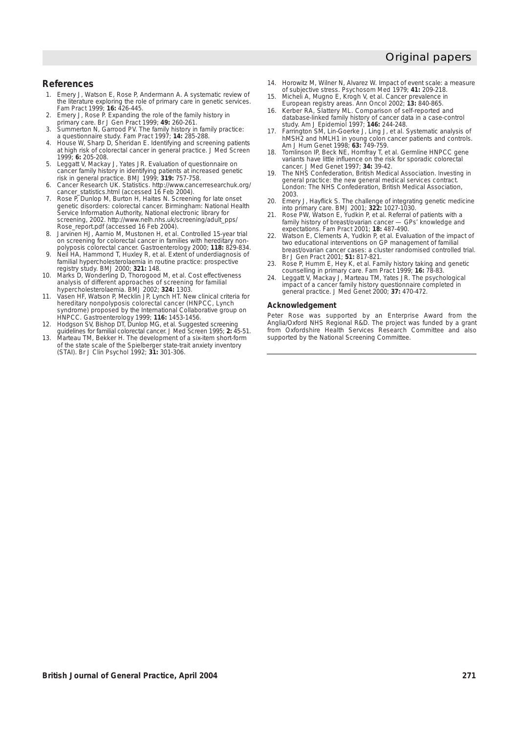## References

1. Emery J, Watson E, Rose P, Andermann A. A systematic review of the literature exploring the role of primary care in genetic services. Fam Pract 1999; **16:** 426-445.
2. Emery J, Rose P. Expanding the role of the family history in primary care. Br J Gen Pract 1999; **49:** 260-261.
3. Summerton N, Garrood PV. The family history in family practice: a questionnaire study. Fam Pract 1997; **14:** 285-288.
4. House W, Sharp D, Sheridan E. Identifying and screening patients at high risk of colorectal cancer in general practice. J Med Screen 1999; **6:** 205-208.
5. Leggatt V, Mackay J, Yates JR. Evaluation of questionnaire on cancer family history in identifying patients at increased genetic risk in general practice. BMJ 1999; **319:** 757-758.
6. Cancer Research UK. Statistics. http://www.cancerresearchuk.org/cancer_statistics.html (accessed 16 Feb 2004).
7. Rose P, Dunlop M, Burton H, Haites N. Screening for late onset genetic disorders: colorectal cancer. Birmingham: National Health Service Information Authority, National electronic library for screening, 2002. http://www.nelh.nhs.uk/screening/adult_pps/Rose_report.pdf (accessed 16 Feb 2004).
8. Jarvinen HJ, Aarnio M, Mustonen H, et al. Controlled 15-year trial on screening for colorectal cancer in families with hereditary non-polyposis colorectal cancer. Gastroenterology 2000; **118:** 829-834.
9. Neil HA, Hammond T, Huxley R, et al. Extent of underdiagnosis of familial hypercholesterolaemia in routine practice: prospective registry study. BMJ 2000; **321:** 148.
10. Marks D, Wonderling D, Thorogood M, et al. Cost effectiveness analysis of different approaches of screening for familial hypercholesterolaemia. BMJ 2002; **324:** 1303.
11. Vasen HF, Watson P, Mecklin JP, Lynch HT. New clinical criteria for hereditary nonpolyposis colorectal cancer (HNPCC, Lynch syndrome) proposed by the International Collaborative group on HNPCC. Gastroenterology 1999; **116:** 1453-1456.
12. Hodgson SV, Bishop DT, Dunlop MG, et al. Suggested screening guidelines for familial colorectal cancer. J Med Screen 1995; **2:** 45-51.
13. Marteau TM, Bekker H. The development of a six-item short-form of the state scale of the Spielberger state-trait anxiety inventory (STAI). Br J Clin Psychol 1992; **31:** 301-306.
14. Horowitz M, Wilner N, Alvarez W. Impact of event scale: a measure of subjective stress. Psychosom Med 1979; **41:** 209-218.
15. Micheli A, Mugno E, Krogh V, et al. Cancer prevalence in European registry areas. Ann Oncol 2002; **13:** 840-865.
16. Kerber RA, Slattery ML. Comparison of self-reported and database-linked family history of cancer data in a case-control study. Am J Epidemiol 1997; **146:** 244-248.
17. Farrington SM, Lin-Goerke J, Ling J, et al. Systematic analysis of hMSH2 and hMLH1 in young colon cancer patients and controls. Am J Hum Genet 1998; **63:** 749-759.
18. Tomlinson IP, Beck NE, Homfray T, et al. Germline HNPCC gene variants have little influence on the risk for sporadic colorectal cancer. J Med Genet 1997; **34:** 39-42.
19. The NHS Confederation, British Medical Association. Investing in general practice: the new general medical services contract. London: The NHS Confederation, British Medical Association, 2003.
20. Emery J, Hayflick S. The challenge of integrating genetic medicine into primary care. BMJ 2001; **322:** 1027-1030.
21. Rose PW, Watson E, Yudkin P, et al. Referral of patients with a family history of breast/ovarian cancer — GPs' knowledge and expectations. Fam Pract 2001; **18:** 487-490.
22. Watson E, Clements A, Yudkin P, et al. Evaluation of the impact of two educational interventions on GP management of familial breast/ovarian cancer cases: a cluster randomised controlled trial. Br J Gen Pract 2001; **51:** 817-821.
23. Rose P, Humm E, Hey K, et al. Family history taking and genetic counselling in primary care. Fam Pract 1999; **16:** 78-83.
24. Leggatt V, Mackay J, Marteau TM, Yates JR. The psychological impact of a cancer family history questionnaire completed in general practice. J Med Genet 2000; **37:** 470-472.

### Acknowledgement

Peter Rose was supported by an Enterprise Award from the Anglia/Oxford NHS Regional R&D. The project was funded by a grant from Oxfordshire Health Services Research Committee and also supported by the National Screening Committee.